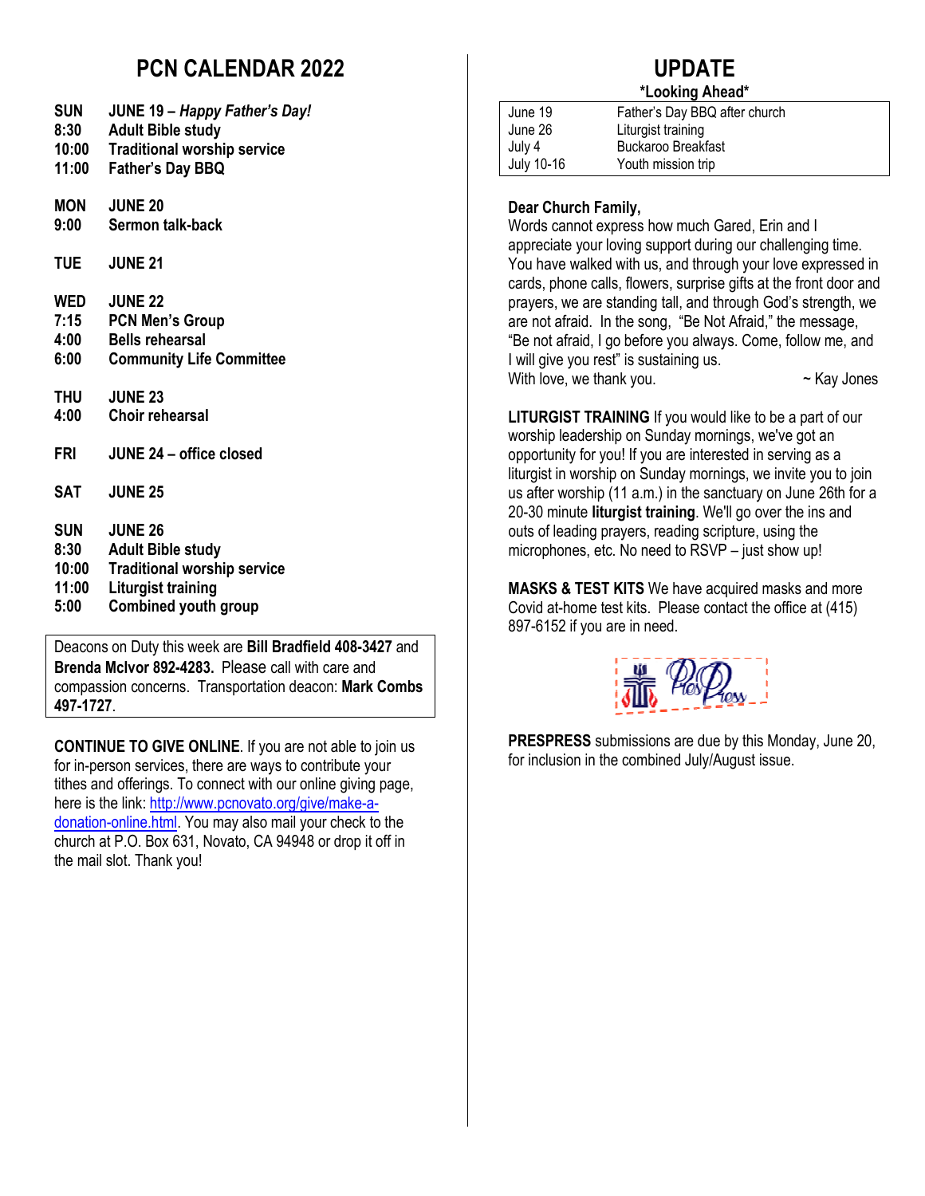# PCN CALENDAR 2022

**SUN** **JUNE 19 – *Happy Father's Day!***
**8:30** **Adult Bible study**
**10:00** **Traditional worship service**
**11:00** **Father's Day BBQ**

**MON** **JUNE 20**
**9:00** **Sermon talk-back**

**TUE** **JUNE 21**

**WED** **JUNE 22**
**7:15** **PCN Men's Group**
**4:00** **Bells rehearsal**
**6:00** **Community Life Committee**

**THU** **JUNE 23**
**4:00** **Choir rehearsal**

**FRI** **JUNE 24 – office closed**

**SAT** **JUNE 25**

**SUN** **JUNE 26**
**8:30** **Adult Bible study**
**10:00** **Traditional worship service**
**11:00** **Liturgist training**
**5:00** **Combined youth group**

Deacons on Duty this week are **Bill Bradfield 408-3427** and **Brenda McIvor 892-4283.** Please call with care and compassion concerns. Transportation deacon: **Mark Combs 497-1727**.

**CONTINUE TO GIVE ONLINE**. If you are not able to join us for in-person services, there are ways to contribute your tithes and offerings. To connect with our online giving page, here is the link: http://www.pcnovato.org/give/make-a-donation-online.html. You may also mail your check to the church at P.O. Box 631, Novato, CA 94948 or drop it off in the mail slot. Thank you!

# UPDATE

**\*Looking Ahead\***

| | |
|---|---|
| June 19 | Father's Day BBQ after church |
| June 26 | Liturgist training |
| July 4 | Buckaroo Breakfast |
| July 10-16 | Youth mission trip |

**Dear Church Family,**
Words cannot express how much Gared, Erin and I appreciate your loving support during our challenging time. You have walked with us, and through your love expressed in cards, phone calls, flowers, surprise gifts at the front door and prayers, we are standing tall, and through God's strength, we are not afraid. In the song, "Be Not Afraid," the message, "Be not afraid, I go before you always. Come, follow me, and I will give you rest" is sustaining us.
With love, we thank you. ~ Kay Jones

**LITURGIST TRAINING** If you would like to be a part of our worship leadership on Sunday mornings, we've got an opportunity for you! If you are interested in serving as a liturgist in worship on Sunday mornings, we invite you to join us after worship (11 a.m.) in the sanctuary on June 26th for a 20-30 minute **liturgist training**. We'll go over the ins and outs of leading prayers, reading scripture, using the microphones, etc. No need to RSVP – just show up!

**MASKS & TEST KITS** We have acquired masks and more Covid at-home test kits. Please contact the office at (415) 897-6152 if you are in need.

**PRESPRESS** submissions are due by this Monday, June 20, for inclusion in the combined July/August issue.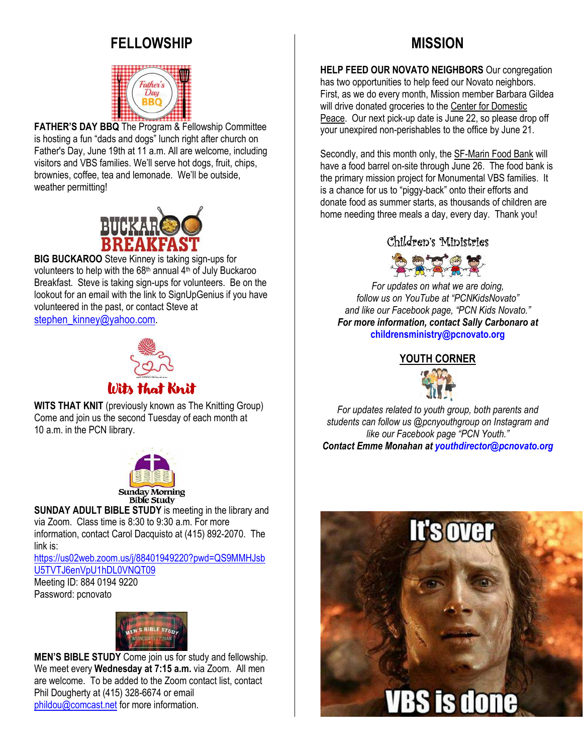## FELLOWSHIP

**FATHER'S DAY BBQ** The Program & Fellowship Committee is hosting a fun "dads and dogs" lunch right after church on Father's Day, June 19th at 11 a.m. All are welcome, including visitors and VBS families. We'll serve hot dogs, fruit, chips, brownies, coffee, tea and lemonade. We'll be outside, weather permitting!

**BIG BUCKAROO** Steve Kinney is taking sign-ups for volunteers to help with the 68th annual 4th of July Buckaroo Breakfast. Steve is taking sign-ups for volunteers. Be on the lookout for an email with the link to SignUpGenius if you have volunteered in the past, or contact Steve at stephen_kinney@yahoo.com.

**WITS THAT KNIT** (previously known as The Knitting Group) Come and join us the second Tuesday of each month at 10 a.m. in the PCN library.

**SUNDAY ADULT BIBLE STUDY** is meeting in the library and via Zoom. Class time is 8:30 to 9:30 a.m. For more information, contact Carol Dacquisto at (415) 892-2070. The link is:
https://us02web.zoom.us/j/88401949220?pwd=QS9MMHJsbU5TVTJ6enVpU1hDL0VNQT09
Meeting ID: 884 0194 9220
Password: pcnovato

**MEN'S BIBLE STUDY** Come join us for study and fellowship. We meet every **Wednesday at 7:15 a.m.** via Zoom. All men are welcome. To be added to the Zoom contact list, contact Phil Dougherty at (415) 328-6674 or email phildou@comcast.net for more information.

## MISSION

**HELP FEED OUR NOVATO NEIGHBORS** Our congregation has two opportunities to help feed our Novato neighbors. First, as we do every month, Mission member Barbara Gildea will drive donated groceries to the Center for Domestic Peace. Our next pick-up date is June 22, so please drop off your unexpired non-perishables to the office by June 21.

Secondly, and this month only, the SF-Marin Food Bank will have a food barrel on-site through June 26. The food bank is the primary mission project for Monumental VBS families. It is a chance for us to "piggy-back" onto their efforts and donate food as summer starts, as thousands of children are home needing three meals a day, every day. Thank you!

### Children's Ministries

*For updates on what we are doing, follow us on YouTube at "PCNKidsNovato" and like our Facebook page, "PCN Kids Novato."*
***For more information, contact Sally Carbonaro at*** **childrensministry@pcnovato.org**

### YOUTH CORNER

*For updates related to youth group, both parents and students can follow us @pcnyouthgroup on Instagram and like our Facebook page "PCN Youth."*
***Contact Emme Monahan at youthdirector@pcnovato.org***